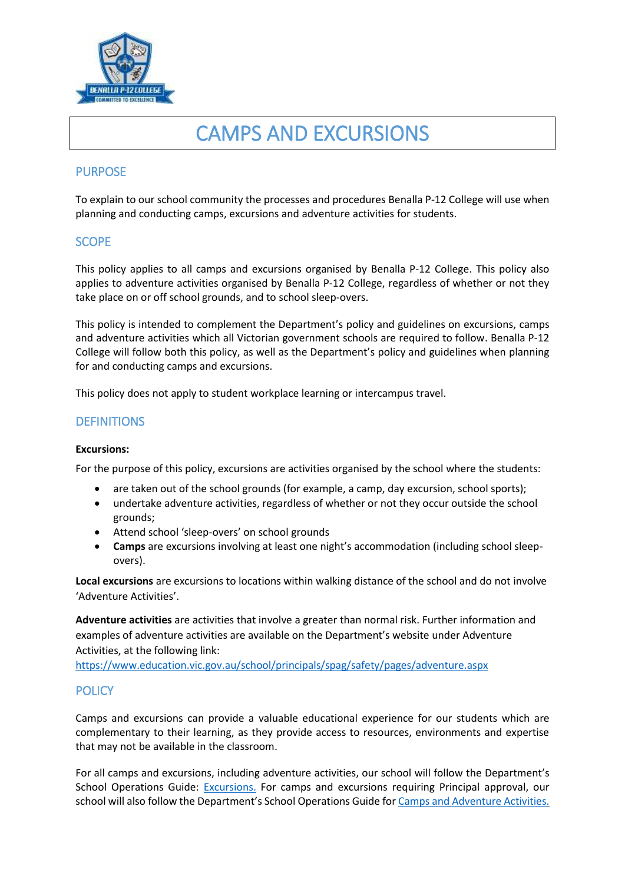# CAMPS AND EXCURSIONS

## PURPOSE

To explain to our school community the processes and procedures Benalla P-12 College will use when planning and conducting camps, excursions and adventure activities for students.

## SCOPE

This policy applies to all camps and excursions organised by Benalla P-12 College. This policy also applies to adventure activities organised by Benalla P-12 College, regardless of whether or not they take place on or off school grounds, and to school sleep-overs.

This policy is intended to complement the Department's policy and guidelines on excursions, camps and adventure activities which all Victorian government schools are required to follow. Benalla P-12 College will follow both this policy, as well as the Department's policy and guidelines when planning for and conducting camps and excursions.

This policy does not apply to student workplace learning or intercampus travel.

## DEFINITIONS

**Excursions:**

For the purpose of this policy, excursions are activities organised by the school where the students:

- are taken out of the school grounds (for example, a camp, day excursion, school sports);
- undertake adventure activities, regardless of whether or not they occur outside the school grounds;
- Attend school 'sleep-overs' on school grounds
- **Camps** are excursions involving at least one night's accommodation (including school sleep-overs).

**Local excursions** are excursions to locations within walking distance of the school and do not involve 'Adventure Activities'.

**Adventure activities** are activities that involve a greater than normal risk. Further information and examples of adventure activities are available on the Department's website under Adventure Activities, at the following link:
https://www.education.vic.gov.au/school/principals/spag/safety/pages/adventure.aspx

## POLICY

Camps and excursions can provide a valuable educational experience for our students which are complementary to their learning, as they provide access to resources, environments and expertise that may not be available in the classroom.

For all camps and excursions, including adventure activities, our school will follow the Department's School Operations Guide: Excursions. For camps and excursions requiring Principal approval, our school will also follow the Department's School Operations Guide for Camps and Adventure Activities.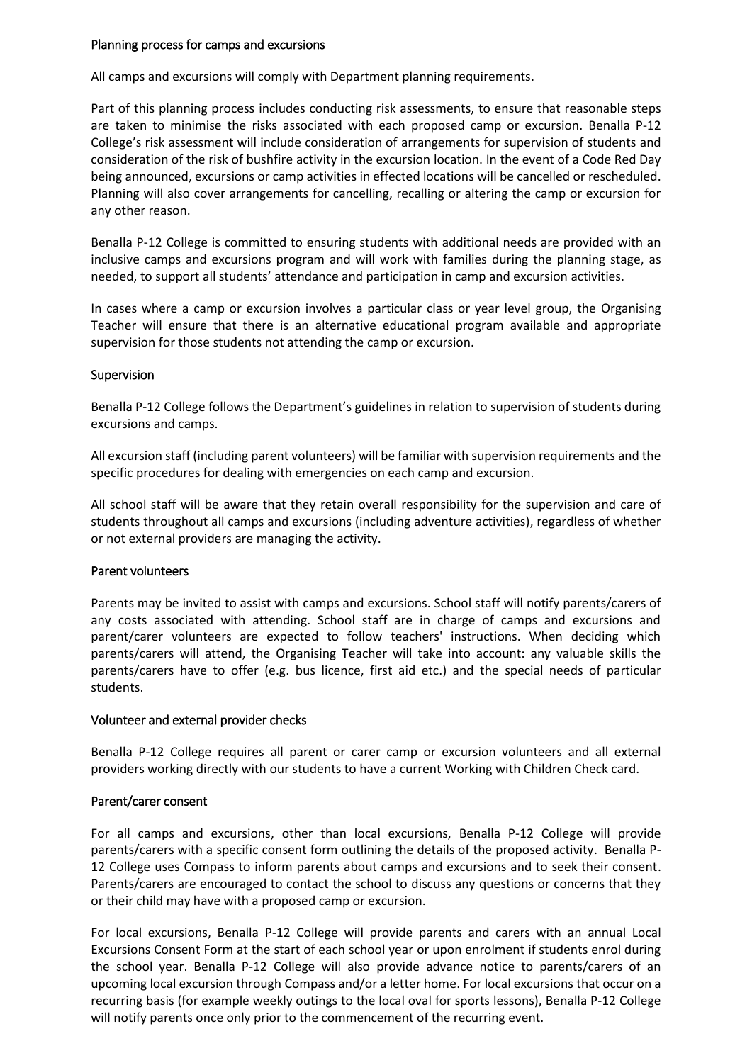## Planning process for camps and excursions

All camps and excursions will comply with Department planning requirements.

Part of this planning process includes conducting risk assessments, to ensure that reasonable steps are taken to minimise the risks associated with each proposed camp or excursion. Benalla P-12 College's risk assessment will include consideration of arrangements for supervision of students and consideration of the risk of bushfire activity in the excursion location. In the event of a Code Red Day being announced, excursions or camp activities in effected locations will be cancelled or rescheduled. Planning will also cover arrangements for cancelling, recalling or altering the camp or excursion for any other reason.

Benalla P-12 College is committed to ensuring students with additional needs are provided with an inclusive camps and excursions program and will work with families during the planning stage, as needed, to support all students' attendance and participation in camp and excursion activities.

In cases where a camp or excursion involves a particular class or year level group, the Organising Teacher will ensure that there is an alternative educational program available and appropriate supervision for those students not attending the camp or excursion.

## Supervision

Benalla P-12 College follows the Department's guidelines in relation to supervision of students during excursions and camps.

All excursion staff (including parent volunteers) will be familiar with supervision requirements and the specific procedures for dealing with emergencies on each camp and excursion.

All school staff will be aware that they retain overall responsibility for the supervision and care of students throughout all camps and excursions (including adventure activities), regardless of whether or not external providers are managing the activity.

## Parent volunteers

Parents may be invited to assist with camps and excursions. School staff will notify parents/carers of any costs associated with attending. School staff are in charge of camps and excursions and parent/carer volunteers are expected to follow teachers' instructions. When deciding which parents/carers will attend, the Organising Teacher will take into account: any valuable skills the parents/carers have to offer (e.g. bus licence, first aid etc.) and the special needs of particular students.

## Volunteer and external provider checks

Benalla P-12 College requires all parent or carer camp or excursion volunteers and all external providers working directly with our students to have a current Working with Children Check card.

## Parent/carer consent

For all camps and excursions, other than local excursions, Benalla P-12 College will provide parents/carers with a specific consent form outlining the details of the proposed activity. Benalla P-12 College uses Compass to inform parents about camps and excursions and to seek their consent. Parents/carers are encouraged to contact the school to discuss any questions or concerns that they or their child may have with a proposed camp or excursion.

For local excursions, Benalla P-12 College will provide parents and carers with an annual Local Excursions Consent Form at the start of each school year or upon enrolment if students enrol during the school year. Benalla P-12 College will also provide advance notice to parents/carers of an upcoming local excursion through Compass and/or a letter home. For local excursions that occur on a recurring basis (for example weekly outings to the local oval for sports lessons), Benalla P-12 College will notify parents once only prior to the commencement of the recurring event.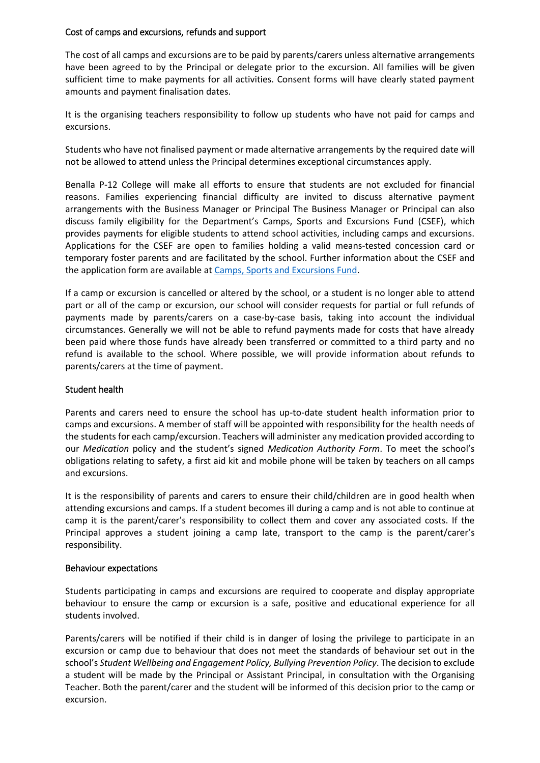## Cost of camps and excursions, refunds and support

The cost of all camps and excursions are to be paid by parents/carers unless alternative arrangements have been agreed to by the Principal or delegate prior to the excursion. All families will be given sufficient time to make payments for all activities. Consent forms will have clearly stated payment amounts and payment finalisation dates.

It is the organising teachers responsibility to follow up students who have not paid for camps and excursions.

Students who have not finalised payment or made alternative arrangements by the required date will not be allowed to attend unless the Principal determines exceptional circumstances apply.

Benalla P-12 College will make all efforts to ensure that students are not excluded for financial reasons. Families experiencing financial difficulty are invited to discuss alternative payment arrangements with the Business Manager or Principal The Business Manager or Principal can also discuss family eligibility for the Department's Camps, Sports and Excursions Fund (CSEF), which provides payments for eligible students to attend school activities, including camps and excursions. Applications for the CSEF are open to families holding a valid means-tested concession card or temporary foster parents and are facilitated by the school. Further information about the CSEF and the application form are available at [Camps, Sports and Excursions Fund](Camps, Sports and Excursions Fund).

If a camp or excursion is cancelled or altered by the school, or a student is no longer able to attend part or all of the camp or excursion, our school will consider requests for partial or full refunds of payments made by parents/carers on a case-by-case basis, taking into account the individual circumstances. Generally we will not be able to refund payments made for costs that have already been paid where those funds have already been transferred or committed to a third party and no refund is available to the school. Where possible, we will provide information about refunds to parents/carers at the time of payment.

## Student health

Parents and carers need to ensure the school has up-to-date student health information prior to camps and excursions. A member of staff will be appointed with responsibility for the health needs of the students for each camp/excursion. Teachers will administer any medication provided according to our *Medication* policy and the student's signed *Medication Authority Form*. To meet the school's obligations relating to safety, a first aid kit and mobile phone will be taken by teachers on all camps and excursions.

It is the responsibility of parents and carers to ensure their child/children are in good health when attending excursions and camps. If a student becomes ill during a camp and is not able to continue at camp it is the parent/carer's responsibility to collect them and cover any associated costs. If the Principal approves a student joining a camp late, transport to the camp is the parent/carer's responsibility.

## Behaviour expectations

Students participating in camps and excursions are required to cooperate and display appropriate behaviour to ensure the camp or excursion is a safe, positive and educational experience for all students involved.

Parents/carers will be notified if their child is in danger of losing the privilege to participate in an excursion or camp due to behaviour that does not meet the standards of behaviour set out in the school's *Student Wellbeing and Engagement Policy, Bullying Prevention Policy*. The decision to exclude a student will be made by the Principal or Assistant Principal, in consultation with the Organising Teacher. Both the parent/carer and the student will be informed of this decision prior to the camp or excursion.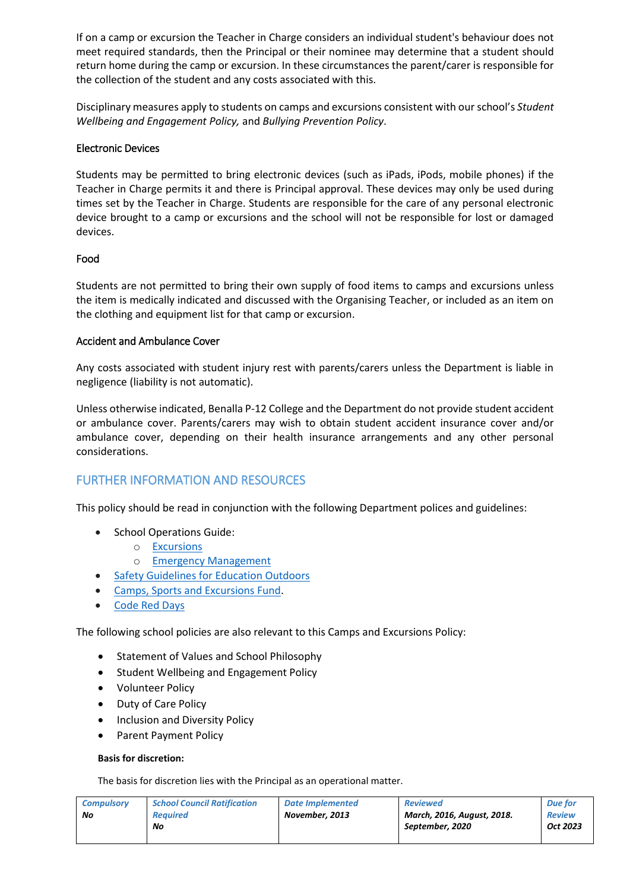If on a camp or excursion the Teacher in Charge considers an individual student's behaviour does not meet required standards, then the Principal or their nominee may determine that a student should return home during the camp or excursion. In these circumstances the parent/carer is responsible for the collection of the student and any costs associated with this.

Disciplinary measures apply to students on camps and excursions consistent with our school's *Student Wellbeing and Engagement Policy,* and *Bullying Prevention Policy*.

### Electronic Devices

Students may be permitted to bring electronic devices (such as iPads, iPods, mobile phones) if the Teacher in Charge permits it and there is Principal approval. These devices may only be used during times set by the Teacher in Charge. Students are responsible for the care of any personal electronic device brought to a camp or excursions and the school will not be responsible for lost or damaged devices.

### Food

Students are not permitted to bring their own supply of food items to camps and excursions unless the item is medically indicated and discussed with the Organising Teacher, or included as an item on the clothing and equipment list for that camp or excursion.

### Accident and Ambulance Cover

Any costs associated with student injury rest with parents/carers unless the Department is liable in negligence (liability is not automatic).

Unless otherwise indicated, Benalla P-12 College and the Department do not provide student accident or ambulance cover. Parents/carers may wish to obtain student accident insurance cover and/or ambulance cover, depending on their health insurance arrangements and any other personal considerations.

## FURTHER INFORMATION AND RESOURCES

This policy should be read in conjunction with the following Department polices and guidelines:

- School Operations Guide:
  - Excursions
  - Emergency Management
- Safety Guidelines for Education Outdoors
- Camps, Sports and Excursions Fund.
- Code Red Days

The following school policies are also relevant to this Camps and Excursions Policy:

- Statement of Values and School Philosophy
- Student Wellbeing and Engagement Policy
- Volunteer Policy
- Duty of Care Policy
- Inclusion and Diversity Policy
- Parent Payment Policy

**Basis for discretion:**

The basis for discretion lies with the Principal as an operational matter.

| *Compulsory* | *School Council Ratification Required* | *Date Implemented* | *Reviewed* | *Due for Review* |
|---|---|---|---|---|
| ***No*** | ***No*** | ***November, 2013*** | ***March, 2016, August, 2018. September, 2020*** | ***Oct 2023*** |